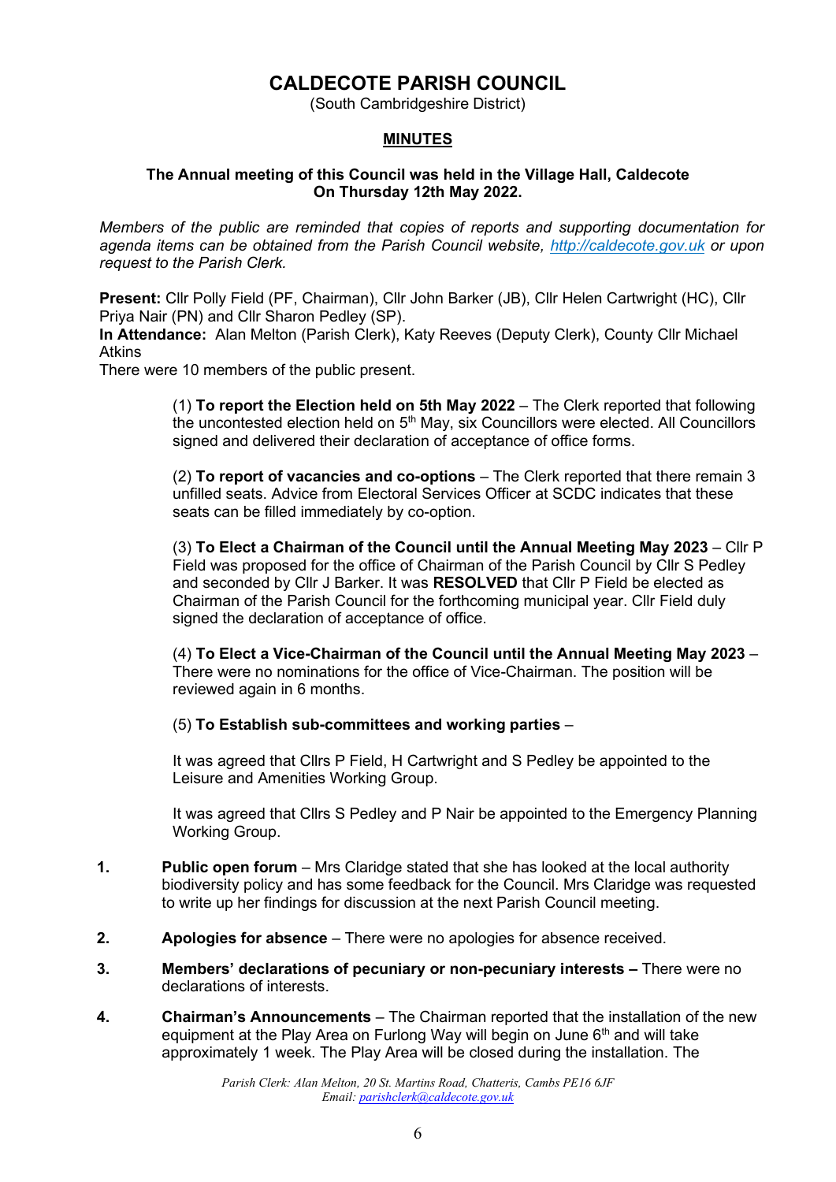# CALDECOTE PARISH COUNCIL

(South Cambridgeshire District)

## MINUTES

**The Annual meeting of this Council was held in the Village Hall, Caldecote On Thursday 12th May 2022.**

*Members of the public are reminded that copies of reports and supporting documentation for agenda items can be obtained from the Parish Council website, http://caldecote.gov.uk or upon request to the Parish Clerk.*

**Present:** Cllr Polly Field (PF, Chairman), Cllr John Barker (JB), Cllr Helen Cartwright (HC), Cllr Priya Nair (PN) and Cllr Sharon Pedley (SP).

**In Attendance:** Alan Melton (Parish Clerk), Katy Reeves (Deputy Clerk), County Cllr Michael Atkins

There were 10 members of the public present.

(1) **To report the Election held on 5th May 2022** – The Clerk reported that following the uncontested election held on 5th May, six Councillors were elected. All Councillors signed and delivered their declaration of acceptance of office forms.

(2) **To report of vacancies and co-options** – The Clerk reported that there remain 3 unfilled seats. Advice from Electoral Services Officer at SCDC indicates that these seats can be filled immediately by co-option.

(3) **To Elect a Chairman of the Council until the Annual Meeting May 2023** – Cllr P Field was proposed for the office of Chairman of the Parish Council by Cllr S Pedley and seconded by Cllr J Barker. It was **RESOLVED** that Cllr P Field be elected as Chairman of the Parish Council for the forthcoming municipal year. Cllr Field duly signed the declaration of acceptance of office.

(4) **To Elect a Vice-Chairman of the Council until the Annual Meeting May 2023** – There were no nominations for the office of Vice-Chairman. The position will be reviewed again in 6 months.

(5) **To Establish sub-committees and working parties** –

It was agreed that Cllrs P Field, H Cartwright and S Pedley be appointed to the Leisure and Amenities Working Group.

It was agreed that Cllrs S Pedley and P Nair be appointed to the Emergency Planning Working Group.

1. **Public open forum** – Mrs Claridge stated that she has looked at the local authority biodiversity policy and has some feedback for the Council. Mrs Claridge was requested to write up her findings for discussion at the next Parish Council meeting.

2. **Apologies for absence** – There were no apologies for absence received.

3. **Members' declarations of pecuniary or non-pecuniary interests –** There were no declarations of interests.

4. **Chairman's Announcements** – The Chairman reported that the installation of the new equipment at the Play Area on Furlong Way will begin on June 6th and will take approximately 1 week. The Play Area will be closed during the installation. The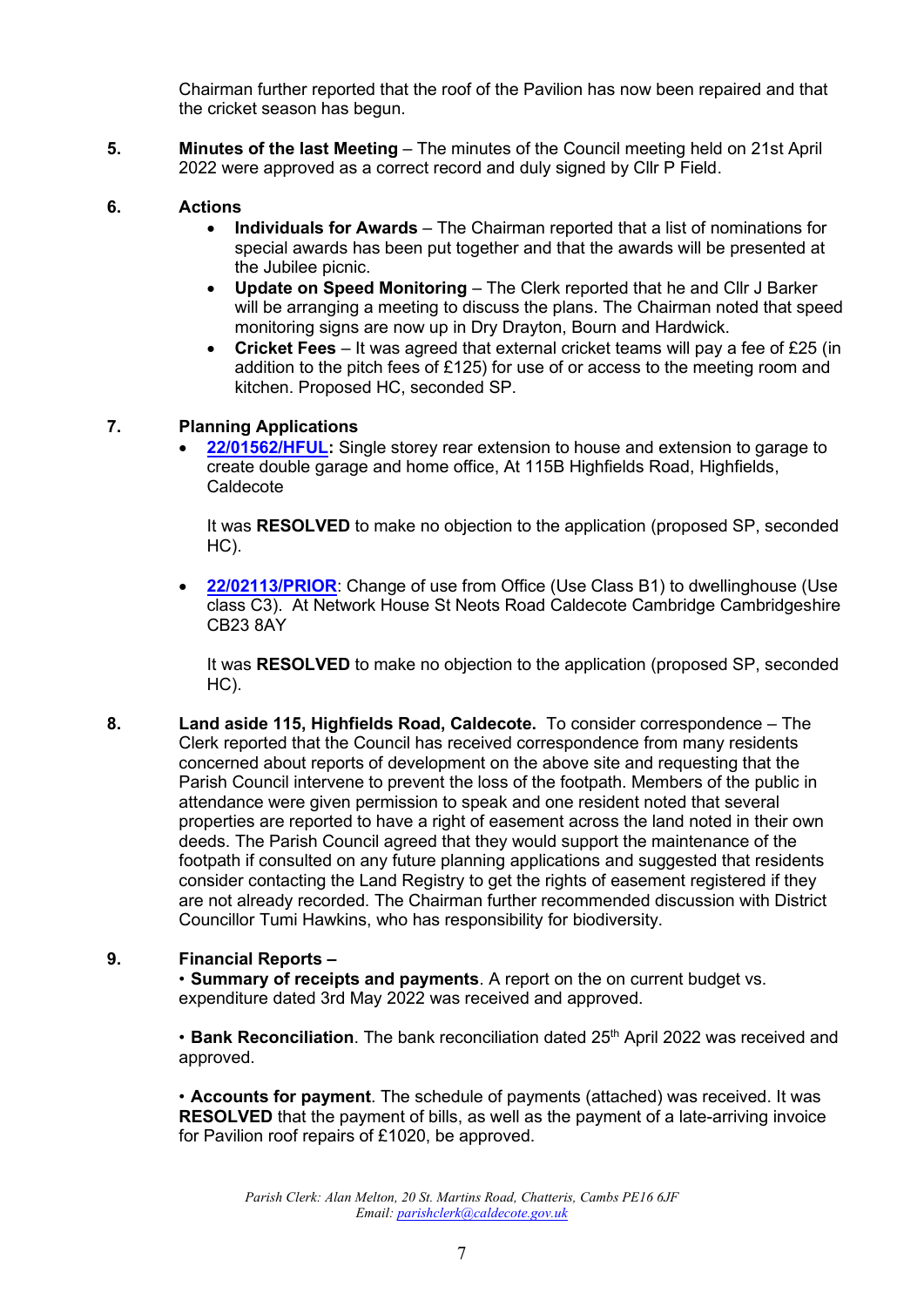Chairman further reported that the roof of the Pavilion has now been repaired and that the cricket season has begun.

5. **Minutes of the last Meeting** – The minutes of the Council meeting held on 21st April 2022 were approved as a correct record and duly signed by Cllr P Field.

6. **Actions**
   - **Individuals for Awards** – The Chairman reported that a list of nominations for special awards has been put together and that the awards will be presented at the Jubilee picnic.
   - **Update on Speed Monitoring** – The Clerk reported that he and Cllr J Barker will be arranging a meeting to discuss the plans. The Chairman noted that speed monitoring signs are now up in Dry Drayton, Bourn and Hardwick.
   - **Cricket Fees** – It was agreed that external cricket teams will pay a fee of £25 (in addition to the pitch fees of £125) for use of or access to the meeting room and kitchen. Proposed HC, seconded SP.

7. **Planning Applications**
   - **22/01562/HFUL:** Single storey rear extension to house and extension to garage to create double garage and home office, At 115B Highfields Road, Highfields, Caldecote

     It was **RESOLVED** to make no objection to the application (proposed SP, seconded HC).

   - **22/02113/PRIOR**: Change of use from Office (Use Class B1) to dwellinghouse (Use class C3). At Network House St Neots Road Caldecote Cambridge Cambridgeshire CB23 8AY

     It was **RESOLVED** to make no objection to the application (proposed SP, seconded HC).

8. **Land aside 115, Highfields Road, Caldecote.** To consider correspondence – The Clerk reported that the Council has received correspondence from many residents concerned about reports of development on the above site and requesting that the Parish Council intervene to prevent the loss of the footpath. Members of the public in attendance were given permission to speak and one resident noted that several properties are reported to have a right of easement across the land noted in their own deeds. The Parish Council agreed that they would support the maintenance of the footpath if consulted on any future planning applications and suggested that residents consider contacting the Land Registry to get the rights of easement registered if they are not already recorded. The Chairman further recommended discussion with District Councillor Tumi Hawkins, who has responsibility for biodiversity.

9. **Financial Reports –**

   • **Summary of receipts and payments**. A report on the on current budget vs. expenditure dated 3rd May 2022 was received and approved.

   • **Bank Reconciliation**. The bank reconciliation dated 25th April 2022 was received and approved.

   • **Accounts for payment**. The schedule of payments (attached) was received. It was **RESOLVED** that the payment of bills, as well as the payment of a late-arriving invoice for Pavilion roof repairs of £1020, be approved.

*Parish Clerk: Alan Melton, 20 St. Martins Road, Chatteris, Cambs PE16 6JF*
*Email: parishclerk@caldecote.gov.uk*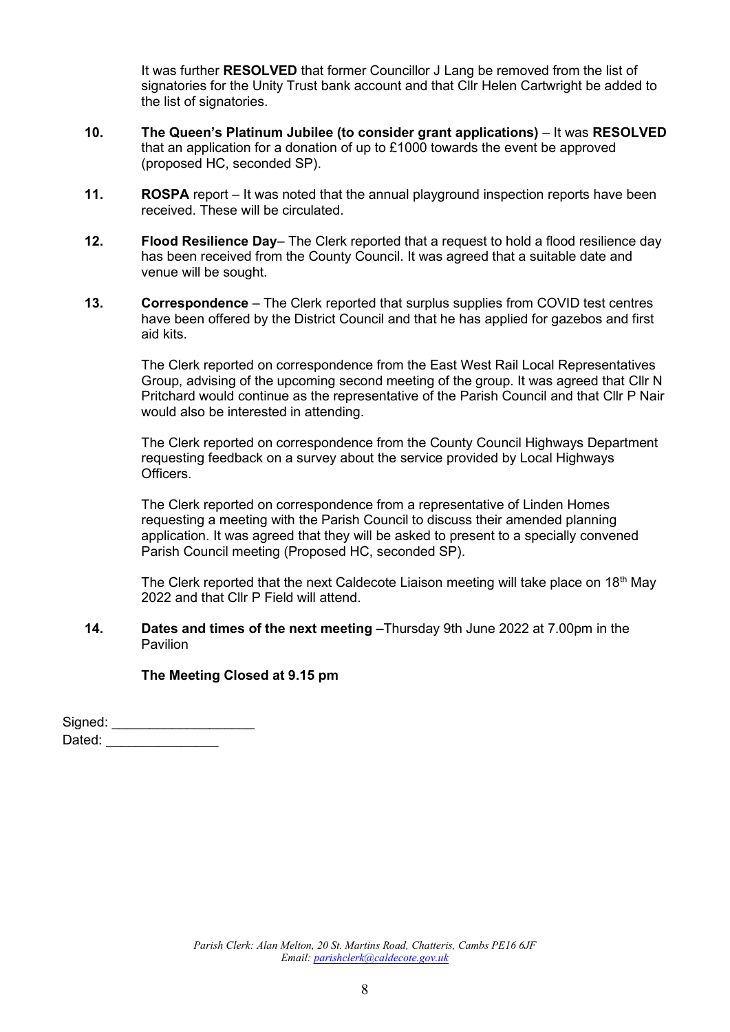It was further **RESOLVED** that former Councillor J Lang be removed from the list of signatories for the Unity Trust bank account and that Cllr Helen Cartwright be added to the list of signatories.

**10. The Queen's Platinum Jubilee (to consider grant applications)** – It was **RESOLVED** that an application for a donation of up to £1000 towards the event be approved (proposed HC, seconded SP).

**11. ROSPA** report – It was noted that the annual playground inspection reports have been received. These will be circulated.

**12. Flood Resilience Day**– The Clerk reported that a request to hold a flood resilience day has been received from the County Council. It was agreed that a suitable date and venue will be sought.

**13. Correspondence** – The Clerk reported that surplus supplies from COVID test centres have been offered by the District Council and that he has applied for gazebos and first aid kits.

The Clerk reported on correspondence from the East West Rail Local Representatives Group, advising of the upcoming second meeting of the group. It was agreed that Cllr N Pritchard would continue as the representative of the Parish Council and that Cllr P Nair would also be interested in attending.

The Clerk reported on correspondence from the County Council Highways Department requesting feedback on a survey about the service provided by Local Highways Officers.

The Clerk reported on correspondence from a representative of Linden Homes requesting a meeting with the Parish Council to discuss their amended planning application. It was agreed that they will be asked to present to a specially convened Parish Council meeting (Proposed HC, seconded SP).

The Clerk reported that the next Caldecote Liaison meeting will take place on 18th May 2022 and that Cllr P Field will attend.

**14. Dates and times of the next meeting –**Thursday 9th June 2022 at 7.00pm in the Pavilion

**The Meeting Closed at 9.15 pm**

Signed: ___________________

Dated: _______________

*Parish Clerk: Alan Melton, 20 St. Martins Road, Chatteris, Cambs PE16 6JF*
*Email: parishclerk@caldecote.gov.uk*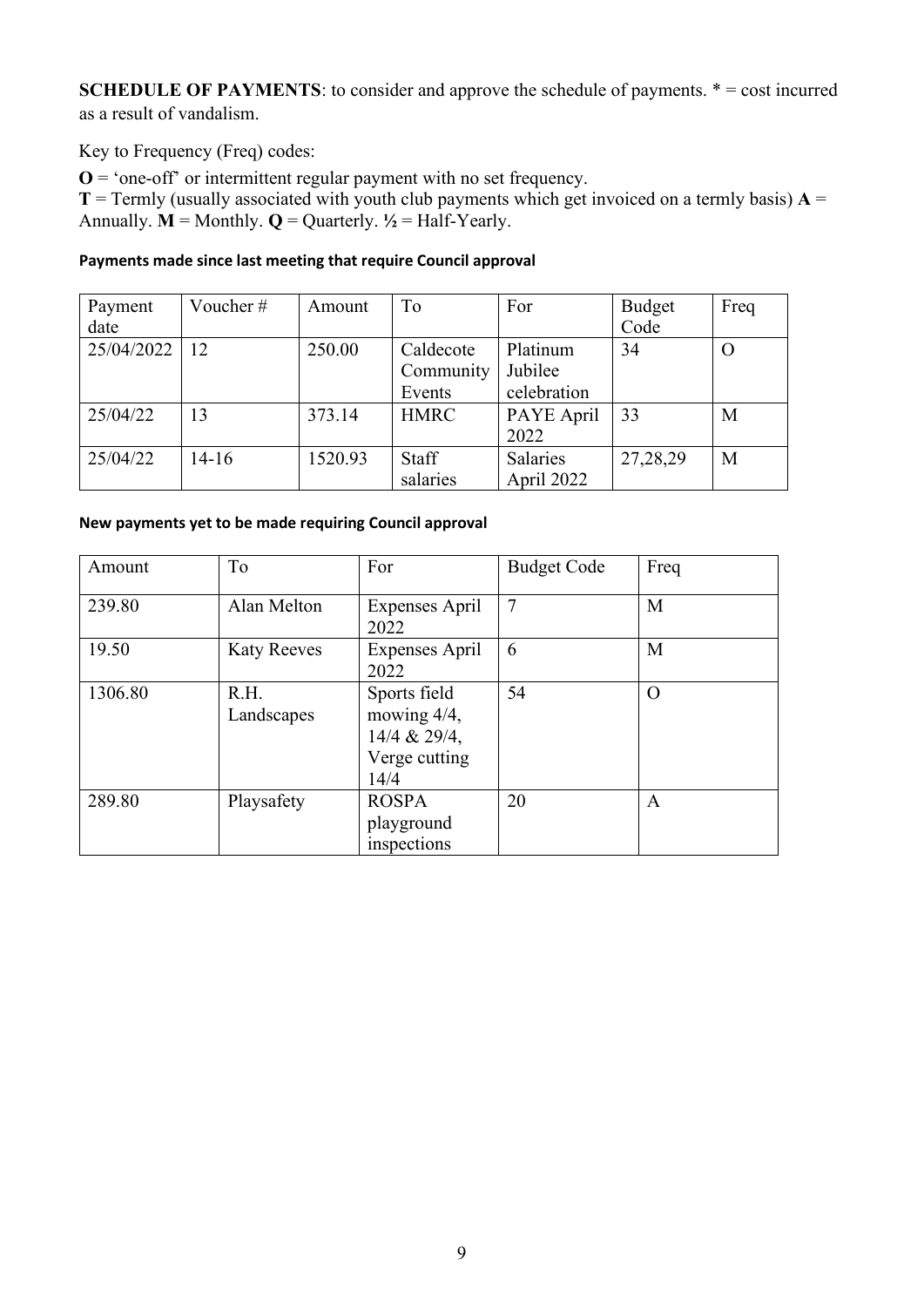**SCHEDULE OF PAYMENTS**: to consider and approve the schedule of payments. * = cost incurred as a result of vandalism.

Key to Frequency (Freq) codes:

**O** = 'one-off' or intermittent regular payment with no set frequency.
**T** = Termly (usually associated with youth club payments which get invoiced on a termly basis) **A** = Annually. **M** = Monthly. **Q** = Quarterly. **½** = Half-Yearly.

**Payments made since last meeting that require Council approval**

| Payment date | Voucher # | Amount | To | For | Budget Code | Freq |
|---|---|---|---|---|---|---|
| 25/04/2022 | 12 | 250.00 | Caldecote Community Events | Platinum Jubilee celebration | 34 | O |
| 25/04/22 | 13 | 373.14 | HMRC | PAYE April 2022 | 33 | M |
| 25/04/22 | 14-16 | 1520.93 | Staff salaries | Salaries April 2022 | 27,28,29 | M |

**New payments yet to be made requiring Council approval**

| Amount | To | For | Budget Code | Freq |
|---|---|---|---|---|
| 239.80 | Alan Melton | Expenses April 2022 | 7 | M |
| 19.50 | Katy Reeves | Expenses April 2022 | 6 | M |
| 1306.80 | R.H. Landscapes | Sports field mowing 4/4, 14/4 & 29/4, Verge cutting 14/4 | 54 | O |
| 289.80 | Playsafety | ROSPA playground inspections | 20 | A |